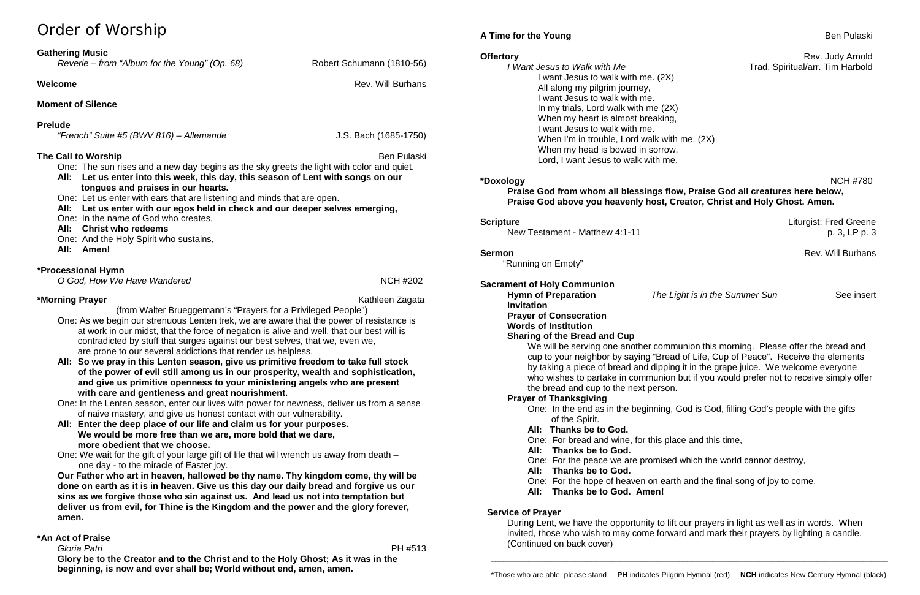# Order of Worship

**Gathering Music**
*Reverie – from "Album for the Young" (Op. 68)* — Robert Schumann (1810-56)

**Welcome** — Rev. Will Burhans

**Moment of Silence**

**Prelude**
*"French" Suite #5 (BWV 816) – Allemande* — J.S. Bach (1685-1750)

**The Call to Worship** — Ben Pulaski

One: The sun rises and a new day begins as the sky greets the light with color and quiet.
**All: Let us enter into this week, this day, this season of Lent with songs on our tongues and praises in our hearts.**
One: Let us enter with ears that are listening and minds that are open.
**All: Let us enter with our egos held in check and our deeper selves emerging,**
One: In the name of God who creates,
**All: Christ who redeems**
One: And the Holy Spirit who sustains,
**All: Amen!**

**\*Processional Hymn**
*O God, How We Have Wandered* — NCH #202

**\*Morning Prayer** — Kathleen Zagata
(from Walter Brueggemann's "Prayers for a Privileged People")

One: As we begin our strenuous Lenten trek, we are aware that the power of resistance is at work in our midst, that the force of negation is alive and well, that our best will is contradicted by stuff that surges against our best selves, that we, even we, are prone to our several addictions that render us helpless.
**All: So we pray in this Lenten season, give us primitive freedom to take full stock of the power of evil still among us in our prosperity, wealth and sophistication, and give us primitive openness to your ministering angels who are present with care and gentleness and great nourishment.**
One: In the Lenten season, enter our lives with power for newness, deliver us from a sense of naive mastery, and give us honest contact with our vulnerability.
**All: Enter the deep place of our life and claim us for your purposes. We would be more free than we are, more bold that we dare, more obedient that we choose.**
One: We wait for the gift of your large gift of life that will wrench us away from death – one day - to the miracle of Easter joy.
**Our Father who art in heaven, hallowed be thy name. Thy kingdom come, thy will be done on earth as it is in heaven. Give us this day our daily bread and forgive us our sins as we forgive those who sin against us. And lead us not into temptation but deliver us from evil, for Thine is the Kingdom and the power and the glory forever, amen.**

**\*An Act of Praise**
*Gloria Patri* — PH #513
**Glory be to the Creator and to the Christ and to the Holy Ghost; As it was in the beginning, is now and ever shall be; World without end, amen, amen.**

**A Time for the Young** — Ben Pulaski

**Offertory** — Rev. Judy Arnold
*I Want Jesus to Walk with Me* — Trad. Spiritual/arr. Tim Harbold

I want Jesus to walk with me. (2X)
All along my pilgrim journey,
I want Jesus to walk with me.
In my trials, Lord walk with me (2X)
When my heart is almost breaking,
I want Jesus to walk with me.
When I'm in trouble, Lord walk with me. (2X)
When my head is bowed in sorrow,
Lord, I want Jesus to walk with me.

**\*Doxology** — NCH #780
**Praise God from whom all blessings flow, Praise God all creatures here below, Praise God above you heavenly host, Creator, Christ and Holy Ghost. Amen.**

**Scripture** — Liturgist: Fred Greene
New Testament - Matthew 4:1-11 — p. 3, LP p. 3

**Sermon** — Rev. Will Burhans
"Running on Empty"

**Sacrament of Holy Communion**
**Hymn of Preparation** — *The Light is in the Summer Sun* — See insert
**Invitation**
**Prayer of Consecration**
**Words of Institution**
**Sharing of the Bread and Cup**

We will be serving one another communion this morning. Please offer the bread and cup to your neighbor by saying "Bread of Life, Cup of Peace". Receive the elements by taking a piece of bread and dipping it in the grape juice. We welcome everyone who wishes to partake in communion but if you would prefer not to receive simply offer the bread and cup to the next person.

**Prayer of Thanksgiving**
One: In the end as in the beginning, God is God, filling God's people with the gifts of the Spirit.
**All: Thanks be to God.**
One: For bread and wine, for this place and this time,
**All: Thanks be to God.**
One: For the peace we are promised which the world cannot destroy,
**All: Thanks be to God.**
One: For the hope of heaven on earth and the final song of joy to come,
**All: Thanks be to God. Amen!**

**Service of Prayer**
During Lent, we have the opportunity to lift our prayers in light as well as in words. When invited, those who wish to may come forward and mark their prayers by lighting a candle. (Continued on back cover)

\*Those who are able, please stand **PH** indicates Pilgrim Hymnal (red) **NCH** indicates New Century Hymnal (black)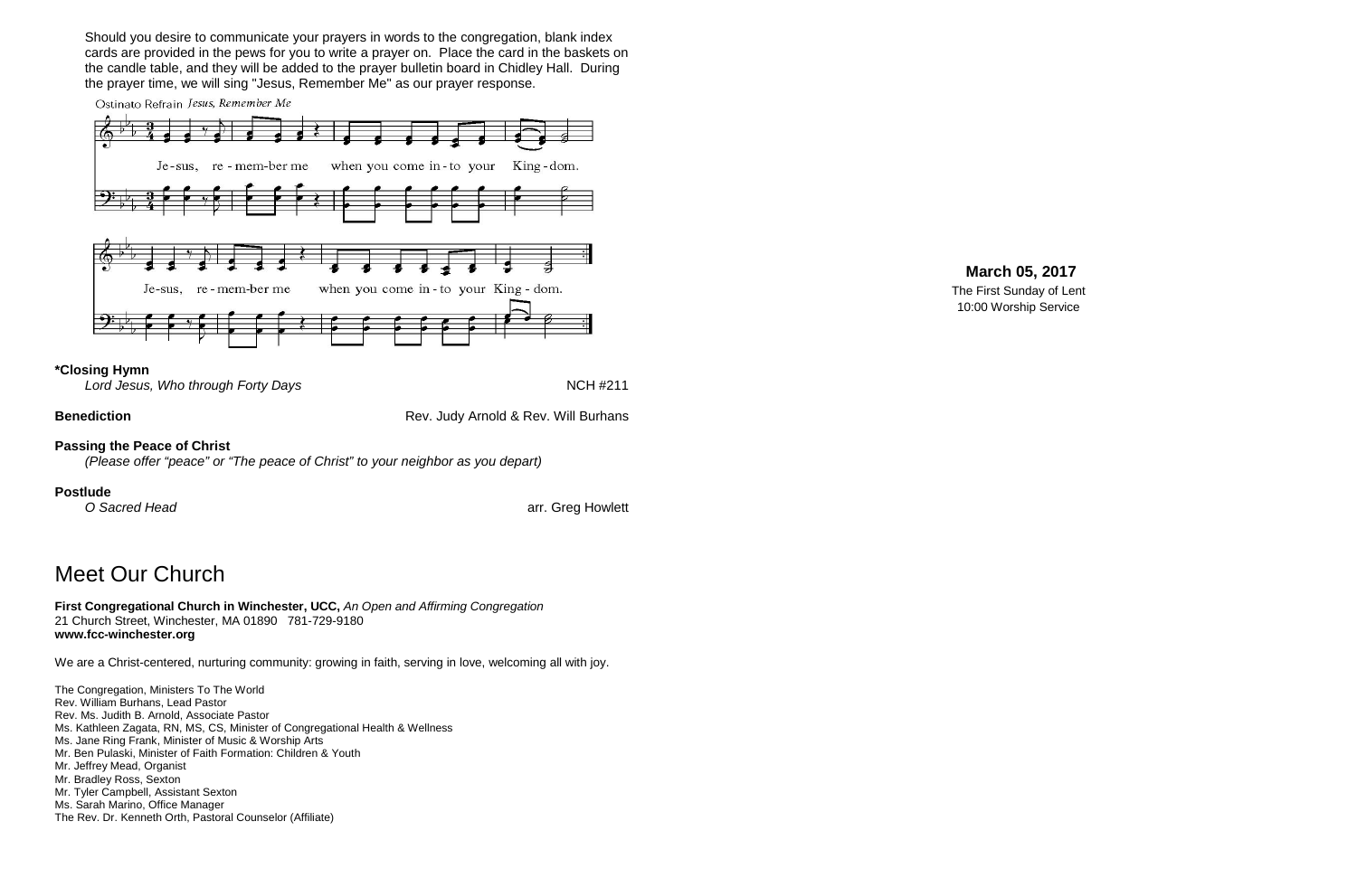Should you desire to communicate your prayers in words to the congregation, blank index cards are provided in the pews for you to write a prayer on. Place the card in the baskets on the candle table, and they will be added to the prayer bulletin board in Chidley Hall. During the prayer time, we will sing "Jesus, Remember Me" as our prayer response.

Ostinato Refrain *Jesus, Remember Me*

Je-sus, re-mem-ber me when you come in-to your King-dom.

Je-sus, re-mem-ber me when you come in-to your King-dom.

**\*Closing Hymn**
*Lord Jesus, Who through Forty Days* NCH #211

**Benediction** Rev. Judy Arnold & Rev. Will Burhans

**Passing the Peace of Christ**
*(Please offer "peace" or "The peace of Christ" to your neighbor as you depart)*

**Postlude**
*O Sacred Head* arr. Greg Howlett

# Meet Our Church

**First Congregational Church in Winchester, UCC,** *An Open and Affirming Congregation*
21 Church Street, Winchester, MA 01890 781-729-9180
**www.fcc-winchester.org**

We are a Christ-centered, nurturing community: growing in faith, serving in love, welcoming all with joy.

The Congregation, Ministers To The World
Rev. William Burhans, Lead Pastor
Rev. Ms. Judith B. Arnold, Associate Pastor
Ms. Kathleen Zagata, RN, MS, CS, Minister of Congregational Health & Wellness
Ms. Jane Ring Frank, Minister of Music & Worship Arts
Mr. Ben Pulaski, Minister of Faith Formation: Children & Youth
Mr. Jeffrey Mead, Organist
Mr. Bradley Ross, Sexton
Mr. Tyler Campbell, Assistant Sexton
Ms. Sarah Marino, Office Manager
The Rev. Dr. Kenneth Orth, Pastoral Counselor (Affiliate)

**March 05, 2017**
The First Sunday of Lent
10:00 Worship Service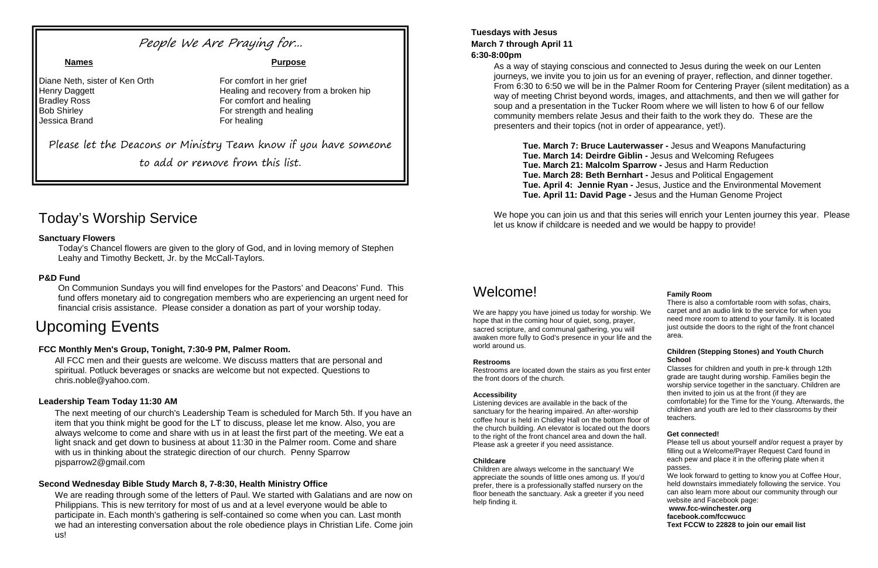## People We Are Praying for...

| Names | Purpose |
| --- | --- |
| Diane Neth, sister of Ken Orth | For comfort in her grief |
| Henry Daggett | Healing and recovery from a broken hip |
| Bradley Ross | For comfort and healing |
| Bob Shirley | For strength and healing |
| Jessica Brand | For healing |

Please let the Deacons or Ministry Team know if you have someone to add or remove from this list.

# Today's Worship Service

**Sanctuary Flowers**

Today's Chancel flowers are given to the glory of God, and in loving memory of Stephen Leahy and Timothy Beckett, Jr. by the McCall-Taylors.

**P&D Fund**

On Communion Sundays you will find envelopes for the Pastors' and Deacons' Fund. This fund offers monetary aid to congregation members who are experiencing an urgent need for financial crisis assistance. Please consider a donation as part of your worship today.

# Upcoming Events

**FCC Monthly Men's Group, Tonight, 7:30-9 PM, Palmer Room.**

All FCC men and their guests are welcome. We discuss matters that are personal and spiritual. Potluck beverages or snacks are welcome but not expected. Questions to chris.noble@yahoo.com.

**Leadership Team Today 11:30 AM**

The next meeting of our church's Leadership Team is scheduled for March 5th. If you have an item that you think might be good for the LT to discuss, please let me know. Also, you are always welcome to come and share with us in at least the first part of the meeting. We eat a light snack and get down to business at about 11:30 in the Palmer room. Come and share with us in thinking about the strategic direction of our church. Penny Sparrow pjsparrow2@gmail.com

**Second Wednesday Bible Study March 8, 7-8:30, Health Ministry Office**

We are reading through some of the letters of Paul. We started with Galatians and are now on Philippians. This is new territory for most of us and at a level everyone would be able to participate in. Each month's gathering is self-contained so come when you can. Last month we had an interesting conversation about the role obedience plays in Christian Life. Come join us!

**Tuesdays with Jesus**
**March 7 through April 11**
**6:30-8:00pm**

As a way of staying conscious and connected to Jesus during the week on our Lenten journeys, we invite you to join us for an evening of prayer, reflection, and dinner together. From 6:30 to 6:50 we will be in the Palmer Room for Centering Prayer (silent meditation) as a way of meeting Christ beyond words, images, and attachments, and then we will gather for soup and a presentation in the Tucker Room where we will listen to how 6 of our fellow community members relate Jesus and their faith to the work they do. These are the presenters and their topics (not in order of appearance, yet!).

**Tue. March 7: Bruce Lauterwasser -** Jesus and Weapons Manufacturing
**Tue. March 14: Deirdre Giblin -** Jesus and Welcoming Refugees
**Tue. March 21: Malcolm Sparrow -** Jesus and Harm Reduction
**Tue. March 28: Beth Bernhart -** Jesus and Political Engagement
**Tue. April 4: Jennie Ryan -** Jesus, Justice and the Environmental Movement
**Tue. April 11: David Page -** Jesus and the Human Genome Project

We hope you can join us and that this series will enrich your Lenten journey this year. Please let us know if childcare is needed and we would be happy to provide!

# Welcome!

We are happy you have joined us today for worship. We hope that in the coming hour of quiet, song, prayer, sacred scripture, and communal gathering, you will awaken more fully to God's presence in your life and the world around us.

**Restrooms**

Restrooms are located down the stairs as you first enter the front doors of the church.

**Accessibility**

Listening devices are available in the back of the sanctuary for the hearing impaired. An after-worship coffee hour is held in Chidley Hall on the bottom floor of the church building. An elevator is located out the doors to the right of the front chancel area and down the hall. Please ask a greeter if you need assistance.

**Childcare**

Children are always welcome in the sanctuary! We appreciate the sounds of little ones among us. If you'd prefer, there is a professionally staffed nursery on the floor beneath the sanctuary. Ask a greeter if you need help finding it.

**Family Room**

There is also a comfortable room with sofas, chairs, carpet and an audio link to the service for when you need more room to attend to your family. It is located just outside the doors to the right of the front chancel area.

**Children (Stepping Stones) and Youth Church School**

Classes for children and youth in pre-k through 12th grade are taught during worship. Families begin the worship service together in the sanctuary. Children are then invited to join us at the front (if they are comfortable) for the Time for the Young. Afterwards, the children and youth are led to their classrooms by their teachers.

**Get connected!**

Please tell us about yourself and/or request a prayer by filling out a Welcome/Prayer Request Card found in each pew and place it in the offering plate when it passes.

We look forward to getting to know you at Coffee Hour, held downstairs immediately following the service. You can also learn more about our community through our website and Facebook page:

**www.fcc-winchester.org**
**facebook.com/fccwucc**
**Text FCCW to 22828 to join our email list**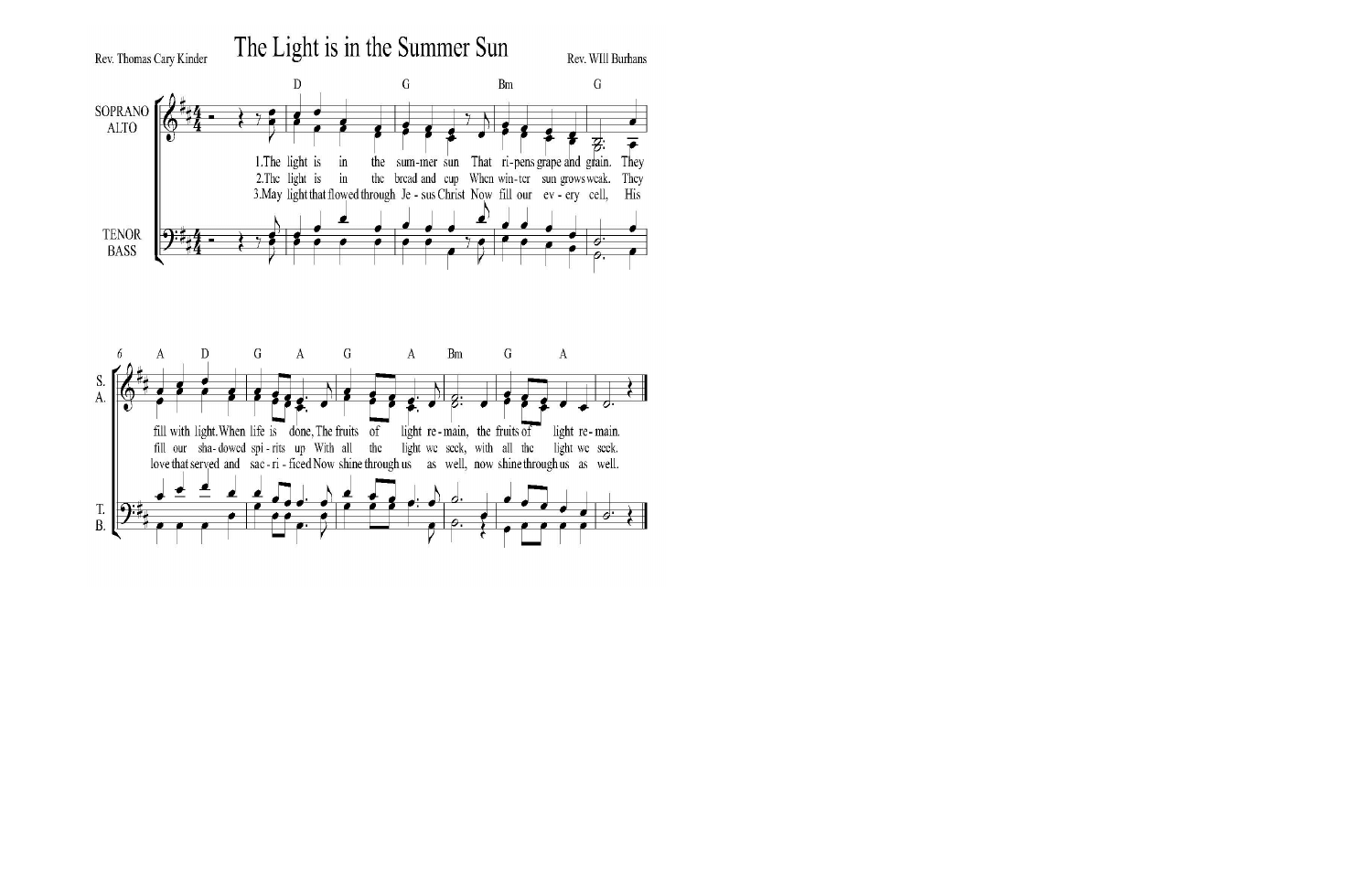# The Light is in the Summer Sun

Rev. Thomas Cary Kinder

Rev. Will Burhans

SOPRANO / ALTO

TENOR / BASS

1. The light is in the sum-mer sun That ri-pens grape and grain. They fill with light. When life is done, The fruits of light re-main, the fruits of light re-main.

2. The light is in the bread and cup When win-ter sun grows weak. They fill our sha-dowed spi-rits up With all the light we seek, with all the light we seek.

3. May light that flowed through Je-sus Christ Now fill our ev-ery cell, His love that served and sac-ri-ficed Now shine through us as well, now shine through us as well.